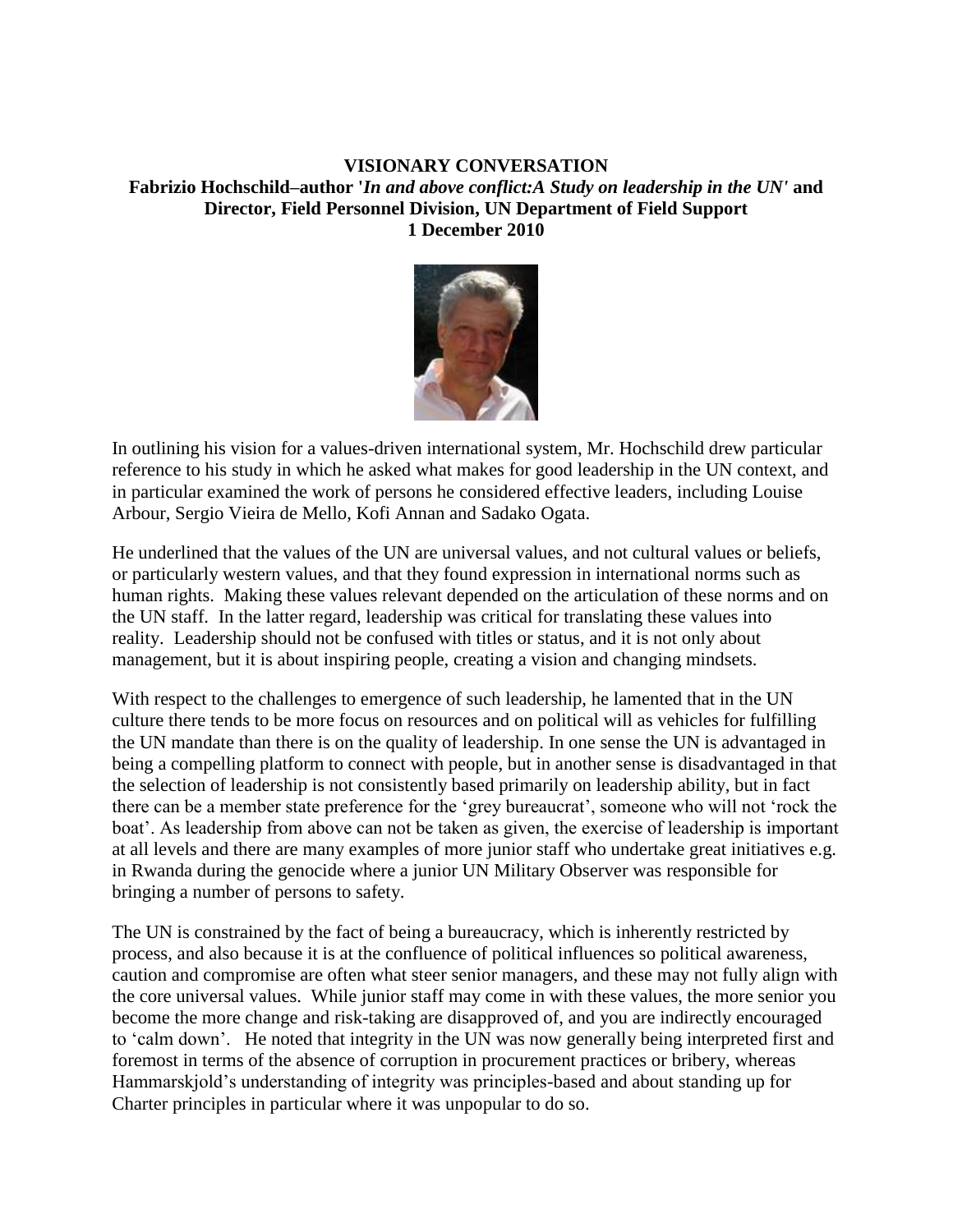**VISIONARY CONVERSATION**

**Fabrizio Hochschild–author '*In and above conflict:A Study on leadership in the UN*' and Director, Field Personnel Division, UN Department of Field Support**

**1 December 2010**

In outlining his vision for a values-driven international system, Mr. Hochschild drew particular reference to his study in which he asked what makes for good leadership in the UN context, and in particular examined the work of persons he considered effective leaders, including Louise Arbour, Sergio Vieira de Mello, Kofi Annan and Sadako Ogata.

He underlined that the values of the UN are universal values, and not cultural values or beliefs, or particularly western values, and that they found expression in international norms such as human rights. Making these values relevant depended on the articulation of these norms and on the UN staff. In the latter regard, leadership was critical for translating these values into reality. Leadership should not be confused with titles or status, and it is not only about management, but it is about inspiring people, creating a vision and changing mindsets.

With respect to the challenges to emergence of such leadership, he lamented that in the UN culture there tends to be more focus on resources and on political will as vehicles for fulfilling the UN mandate than there is on the quality of leadership. In one sense the UN is advantaged in being a compelling platform to connect with people, but in another sense is disadvantaged in that the selection of leadership is not consistently based primarily on leadership ability, but in fact there can be a member state preference for the 'grey bureaucrat', someone who will not 'rock the boat'. As leadership from above can not be taken as given, the exercise of leadership is important at all levels and there are many examples of more junior staff who undertake great initiatives e.g. in Rwanda during the genocide where a junior UN Military Observer was responsible for bringing a number of persons to safety.

The UN is constrained by the fact of being a bureaucracy, which is inherently restricted by process, and also because it is at the confluence of political influences so political awareness, caution and compromise are often what steer senior managers, and these may not fully align with the core universal values. While junior staff may come in with these values, the more senior you become the more change and risk-taking are disapproved of, and you are indirectly encouraged to 'calm down'. He noted that integrity in the UN was now generally being interpreted first and foremost in terms of the absence of corruption in procurement practices or bribery, whereas Hammarskjold's understanding of integrity was principles-based and about standing up for Charter principles in particular where it was unpopular to do so.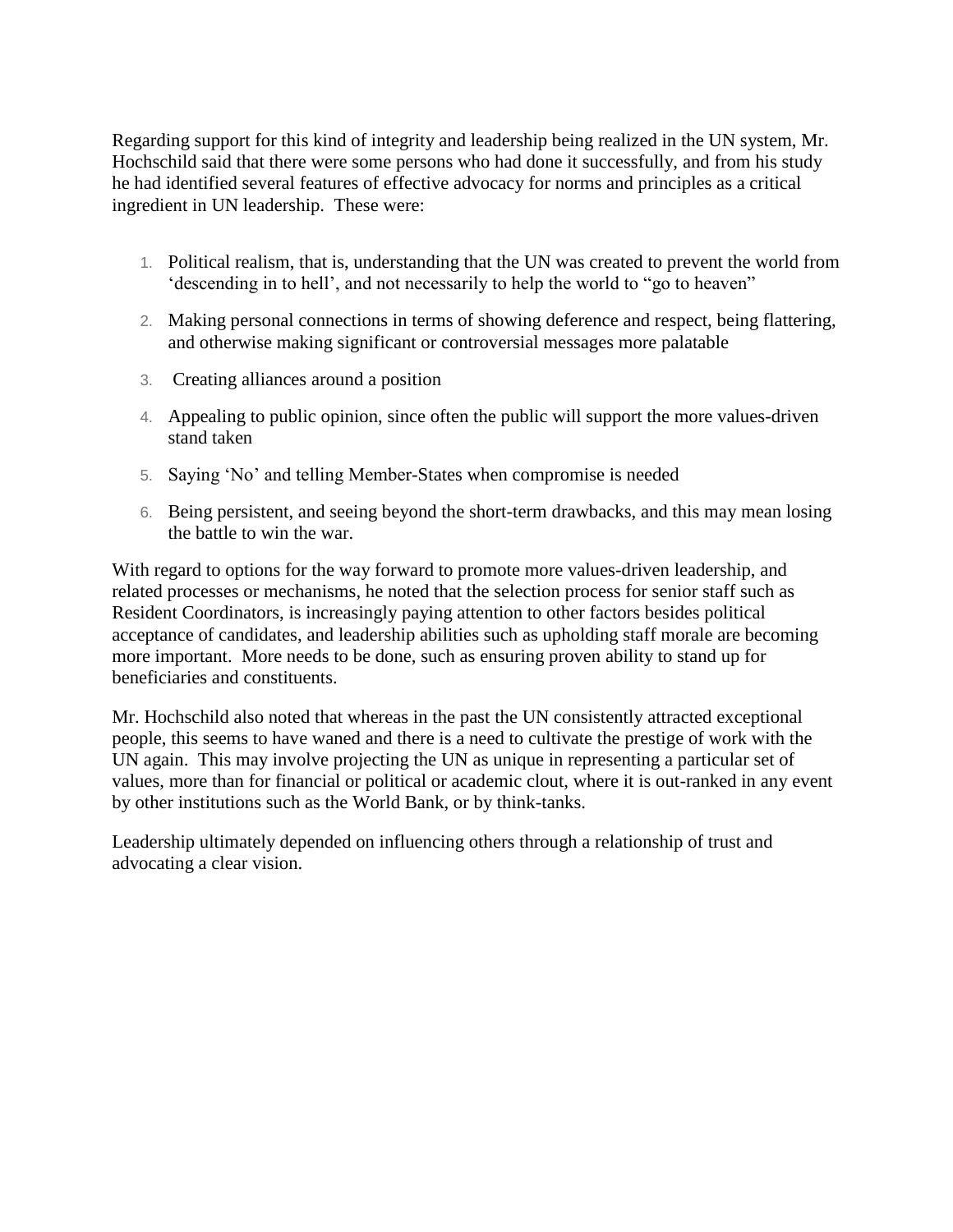Regarding support for this kind of integrity and leadership being realized in the UN system, Mr. Hochschild said that there were some persons who had done it successfully, and from his study he had identified several features of effective advocacy for norms and principles as a critical ingredient in UN leadership. These were:

1. Political realism, that is, understanding that the UN was created to prevent the world from 'descending in to hell', and not necessarily to help the world to "go to heaven"
2. Making personal connections in terms of showing deference and respect, being flattering, and otherwise making significant or controversial messages more palatable
3. Creating alliances around a position
4. Appealing to public opinion, since often the public will support the more values-driven stand taken
5. Saying 'No' and telling Member-States when compromise is needed
6. Being persistent, and seeing beyond the short-term drawbacks, and this may mean losing the battle to win the war.

With regard to options for the way forward to promote more values-driven leadership, and related processes or mechanisms, he noted that the selection process for senior staff such as Resident Coordinators, is increasingly paying attention to other factors besides political acceptance of candidates, and leadership abilities such as upholding staff morale are becoming more important. More needs to be done, such as ensuring proven ability to stand up for beneficiaries and constituents.

Mr. Hochschild also noted that whereas in the past the UN consistently attracted exceptional people, this seems to have waned and there is a need to cultivate the prestige of work with the UN again. This may involve projecting the UN as unique in representing a particular set of values, more than for financial or political or academic clout, where it is out-ranked in any event by other institutions such as the World Bank, or by think-tanks.

Leadership ultimately depended on influencing others through a relationship of trust and advocating a clear vision.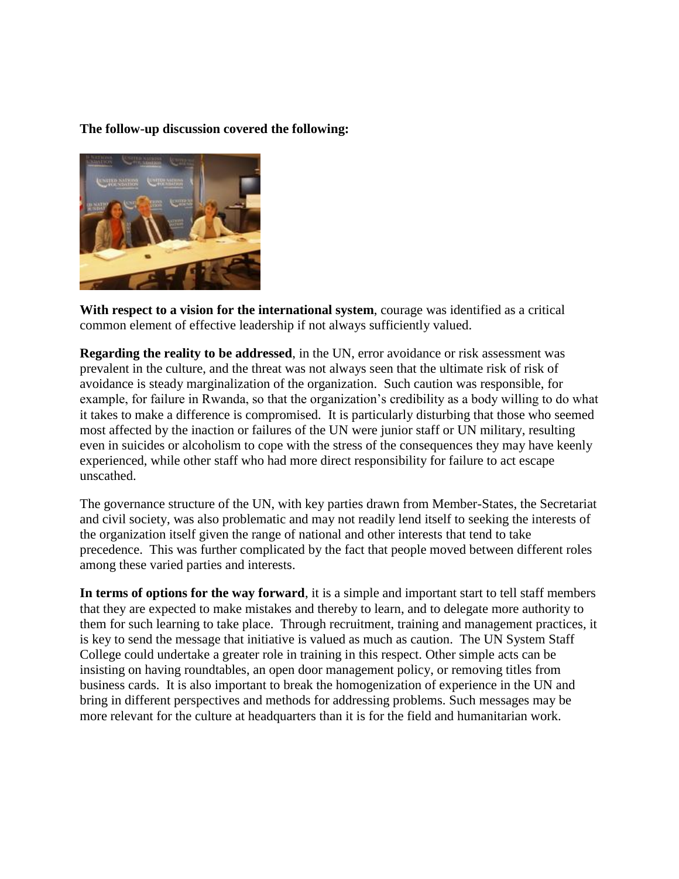**The follow-up discussion covered the following:**

**With respect to a vision for the international system**, courage was identified as a critical common element of effective leadership if not always sufficiently valued.

**Regarding the reality to be addressed**, in the UN, error avoidance or risk assessment was prevalent in the culture, and the threat was not always seen that the ultimate risk of risk of avoidance is steady marginalization of the organization. Such caution was responsible, for example, for failure in Rwanda, so that the organization's credibility as a body willing to do what it takes to make a difference is compromised. It is particularly disturbing that those who seemed most affected by the inaction or failures of the UN were junior staff or UN military, resulting even in suicides or alcoholism to cope with the stress of the consequences they may have keenly experienced, while other staff who had more direct responsibility for failure to act escape unscathed.

The governance structure of the UN, with key parties drawn from Member-States, the Secretariat and civil society, was also problematic and may not readily lend itself to seeking the interests of the organization itself given the range of national and other interests that tend to take precedence. This was further complicated by the fact that people moved between different roles among these varied parties and interests.

**In terms of options for the way forward**, it is a simple and important start to tell staff members that they are expected to make mistakes and thereby to learn, and to delegate more authority to them for such learning to take place. Through recruitment, training and management practices, it is key to send the message that initiative is valued as much as caution. The UN System Staff College could undertake a greater role in training in this respect. Other simple acts can be insisting on having roundtables, an open door management policy, or removing titles from business cards. It is also important to break the homogenization of experience in the UN and bring in different perspectives and methods for addressing problems. Such messages may be more relevant for the culture at headquarters than it is for the field and humanitarian work.